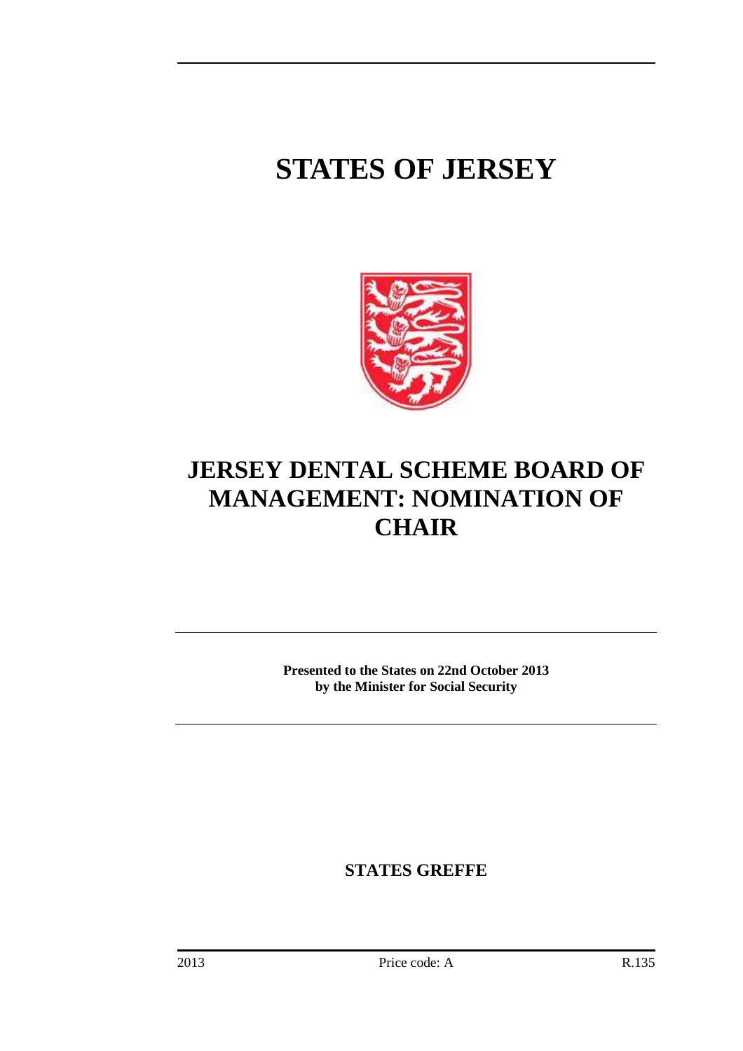# STATES OF JERSEY

# JERSEY DENTAL SCHEME BOARD OF MANAGEMENT: NOMINATION OF CHAIR

**Presented to the States on 22nd October 2013 by the Minister for Social Security**

**STATES GREFFE**

2013 Price code: A R.135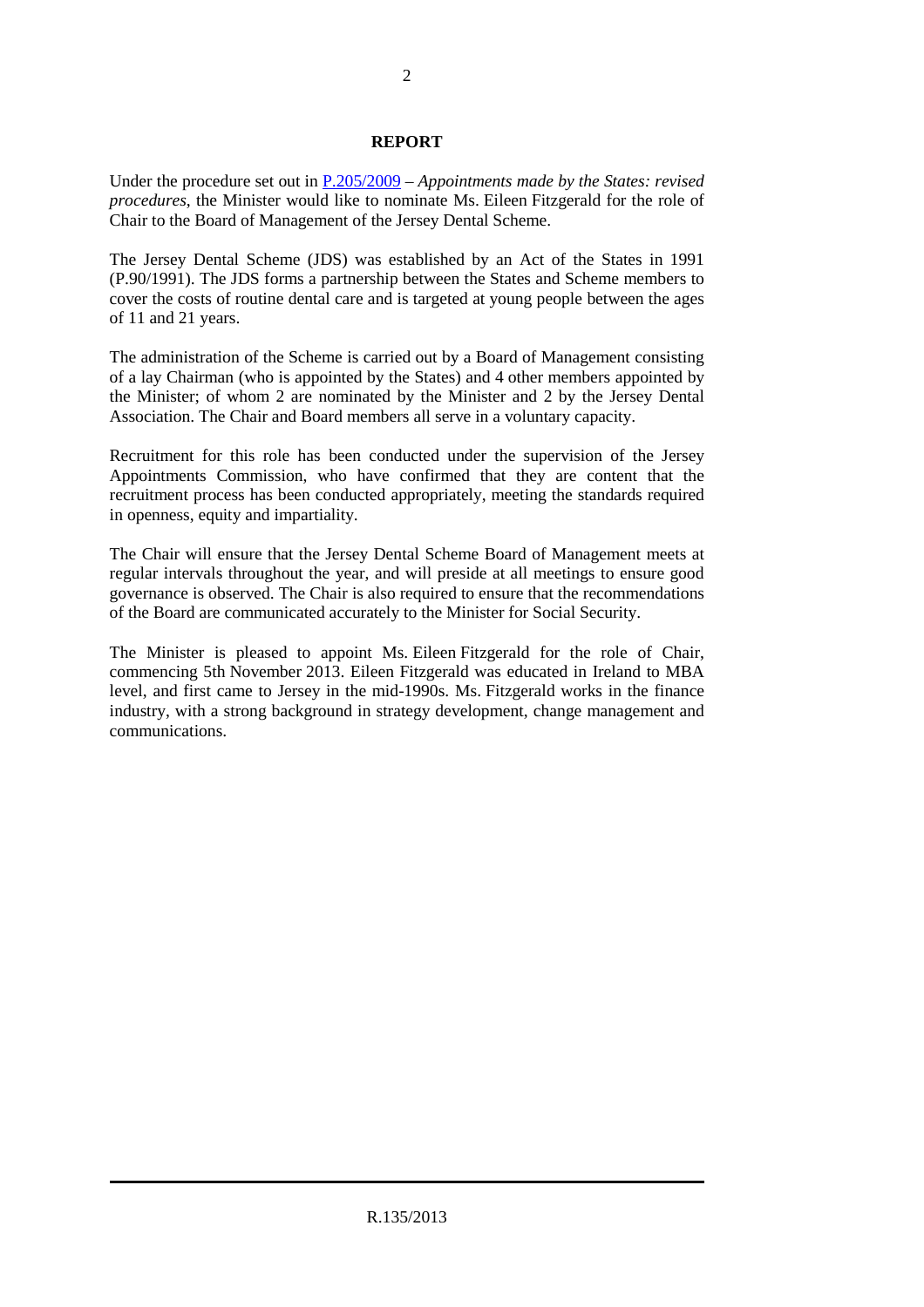## REPORT

Under the procedure set out in P.205/2009 – *Appointments made by the States: revised procedures*, the Minister would like to nominate Ms. Eileen Fitzgerald for the role of Chair to the Board of Management of the Jersey Dental Scheme.

The Jersey Dental Scheme (JDS) was established by an Act of the States in 1991 (P.90/1991). The JDS forms a partnership between the States and Scheme members to cover the costs of routine dental care and is targeted at young people between the ages of 11 and 21 years.

The administration of the Scheme is carried out by a Board of Management consisting of a lay Chairman (who is appointed by the States) and 4 other members appointed by the Minister; of whom 2 are nominated by the Minister and 2 by the Jersey Dental Association. The Chair and Board members all serve in a voluntary capacity.

Recruitment for this role has been conducted under the supervision of the Jersey Appointments Commission, who have confirmed that they are content that the recruitment process has been conducted appropriately, meeting the standards required in openness, equity and impartiality.

The Chair will ensure that the Jersey Dental Scheme Board of Management meets at regular intervals throughout the year, and will preside at all meetings to ensure good governance is observed. The Chair is also required to ensure that the recommendations of the Board are communicated accurately to the Minister for Social Security.

The Minister is pleased to appoint Ms. Eileen Fitzgerald for the role of Chair, commencing 5th November 2013. Eileen Fitzgerald was educated in Ireland to MBA level, and first came to Jersey in the mid-1990s. Ms. Fitzgerald works in the finance industry, with a strong background in strategy development, change management and communications.

R.135/2013